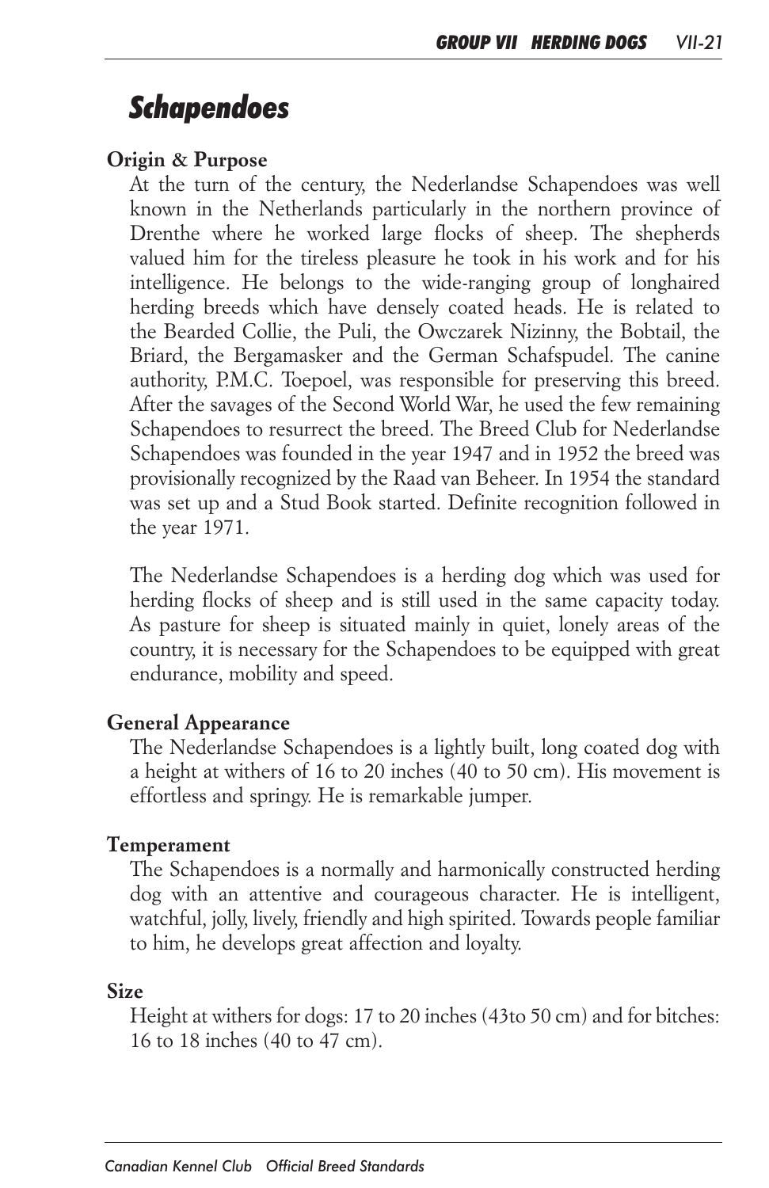# Schapendoes

## Origin & Purpose

At the turn of the century, the Nederlandse Schapendoes was well known in the Netherlands particularly in the northern province of Drenthe where he worked large flocks of sheep. The shepherds valued him for the tireless pleasure he took in his work and for his intelligence. He belongs to the wide-ranging group of longhaired herding breeds which have densely coated heads. He is related to the Bearded Collie, the Puli, the Owczarek Nizinny, the Bobtail, the Briard, the Bergamasker and the German Schafspudel. The canine authority, P.M.C. Toepoel, was responsible for preserving this breed. After the savages of the Second World War, he used the few remaining Schapendoes to resurrect the breed. The Breed Club for Nederlandse Schapendoes was founded in the year 1947 and in 1952 the breed was provisionally recognized by the Raad van Beheer. In 1954 the standard was set up and a Stud Book started. Definite recognition followed in the year 1971.

The Nederlandse Schapendoes is a herding dog which was used for herding flocks of sheep and is still used in the same capacity today. As pasture for sheep is situated mainly in quiet, lonely areas of the country, it is necessary for the Schapendoes to be equipped with great endurance, mobility and speed.

## General Appearance

The Nederlandse Schapendoes is a lightly built, long coated dog with a height at withers of 16 to 20 inches (40 to 50 cm). His movement is effortless and springy. He is remarkable jumper.

## Temperament

The Schapendoes is a normally and harmonically constructed herding dog with an attentive and courageous character. He is intelligent, watchful, jolly, lively, friendly and high spirited. Towards people familiar to him, he develops great affection and loyalty.

## Size

Height at withers for dogs: 17 to 20 inches (43to 50 cm) and for bitches: 16 to 18 inches (40 to 47 cm).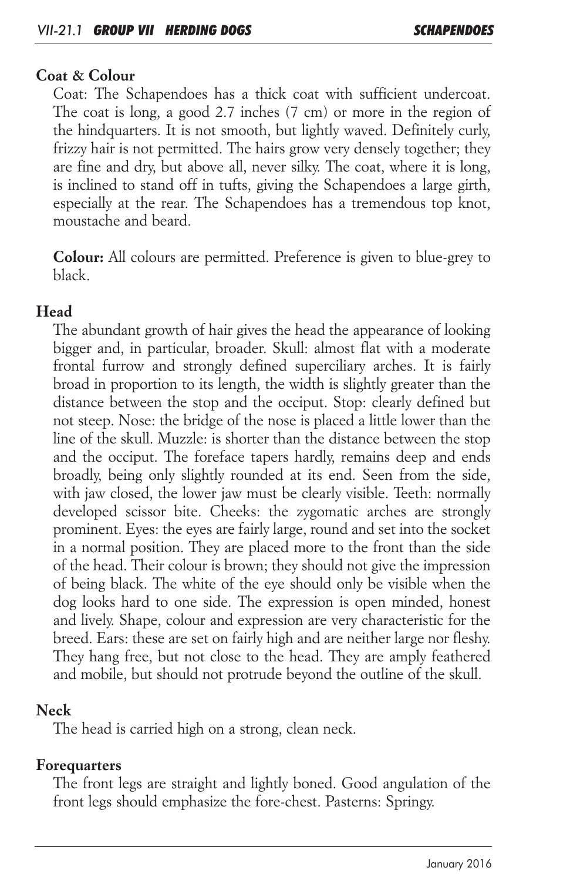## Coat & Colour

Coat: The Schapendoes has a thick coat with sufficient undercoat. The coat is long, a good 2.7 inches (7 cm) or more in the region of the hindquarters. It is not smooth, but lightly waved. Definitely curly, frizzy hair is not permitted. The hairs grow very densely together; they are fine and dry, but above all, never silky. The coat, where it is long, is inclined to stand off in tufts, giving the Schapendoes a large girth, especially at the rear. The Schapendoes has a tremendous top knot, moustache and beard.

**Colour:** All colours are permitted. Preference is given to blue-grey to black.

## Head

The abundant growth of hair gives the head the appearance of looking bigger and, in particular, broader. Skull: almost flat with a moderate frontal furrow and strongly defined superciliary arches. It is fairly broad in proportion to its length, the width is slightly greater than the distance between the stop and the occiput. Stop: clearly defined but not steep. Nose: the bridge of the nose is placed a little lower than the line of the skull. Muzzle: is shorter than the distance between the stop and the occiput. The foreface tapers hardly, remains deep and ends broadly, being only slightly rounded at its end. Seen from the side, with jaw closed, the lower jaw must be clearly visible. Teeth: normally developed scissor bite. Cheeks: the zygomatic arches are strongly prominent. Eyes: the eyes are fairly large, round and set into the socket in a normal position. They are placed more to the front than the side of the head. Their colour is brown; they should not give the impression of being black. The white of the eye should only be visible when the dog looks hard to one side. The expression is open minded, honest and lively. Shape, colour and expression are very characteristic for the breed. Ears: these are set on fairly high and are neither large nor fleshy. They hang free, but not close to the head. They are amply feathered and mobile, but should not protrude beyond the outline of the skull.

## Neck

The head is carried high on a strong, clean neck.

## Forequarters

The front legs are straight and lightly boned. Good angulation of the front legs should emphasize the fore-chest. Pasterns: Springy.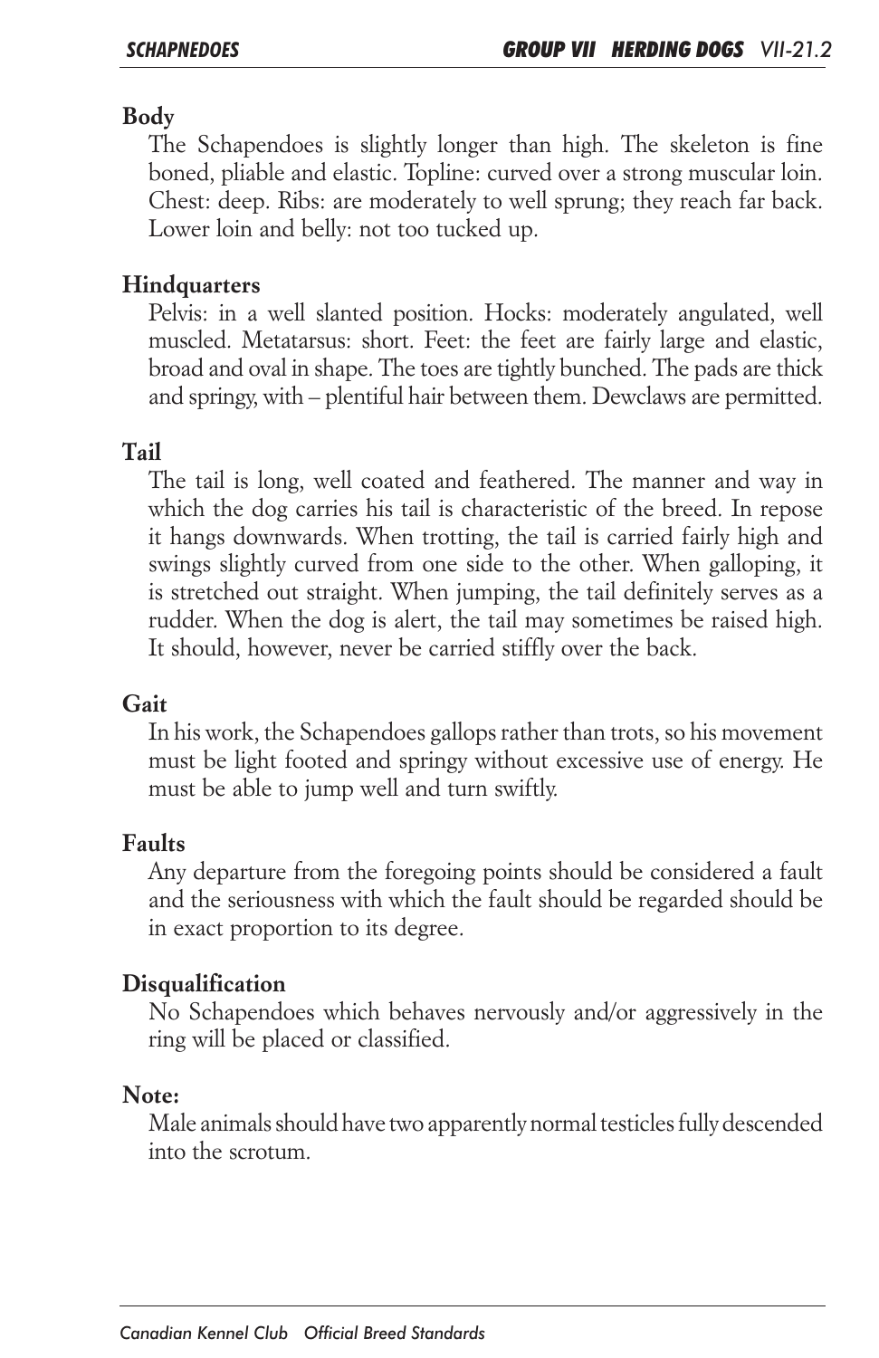## Body

The Schapendoes is slightly longer than high. The skeleton is fine boned, pliable and elastic. Topline: curved over a strong muscular loin. Chest: deep. Ribs: are moderately to well sprung; they reach far back. Lower loin and belly: not too tucked up.

## Hindquarters

Pelvis: in a well slanted position. Hocks: moderately angulated, well muscled. Metatarsus: short. Feet: the feet are fairly large and elastic, broad and oval in shape. The toes are tightly bunched. The pads are thick and springy, with – plentiful hair between them. Dewclaws are permitted.

## Tail

The tail is long, well coated and feathered. The manner and way in which the dog carries his tail is characteristic of the breed. In repose it hangs downwards. When trotting, the tail is carried fairly high and swings slightly curved from one side to the other. When galloping, it is stretched out straight. When jumping, the tail definitely serves as a rudder. When the dog is alert, the tail may sometimes be raised high. It should, however, never be carried stiffly over the back.

## Gait

In his work, the Schapendoes gallops rather than trots, so his movement must be light footed and springy without excessive use of energy. He must be able to jump well and turn swiftly.

## Faults

Any departure from the foregoing points should be considered a fault and the seriousness with which the fault should be regarded should be in exact proportion to its degree.

## Disqualification

No Schapendoes which behaves nervously and/or aggressively in the ring will be placed or classified.

## Note:

Male animals should have two apparently normal testicles fully descended into the scrotum.